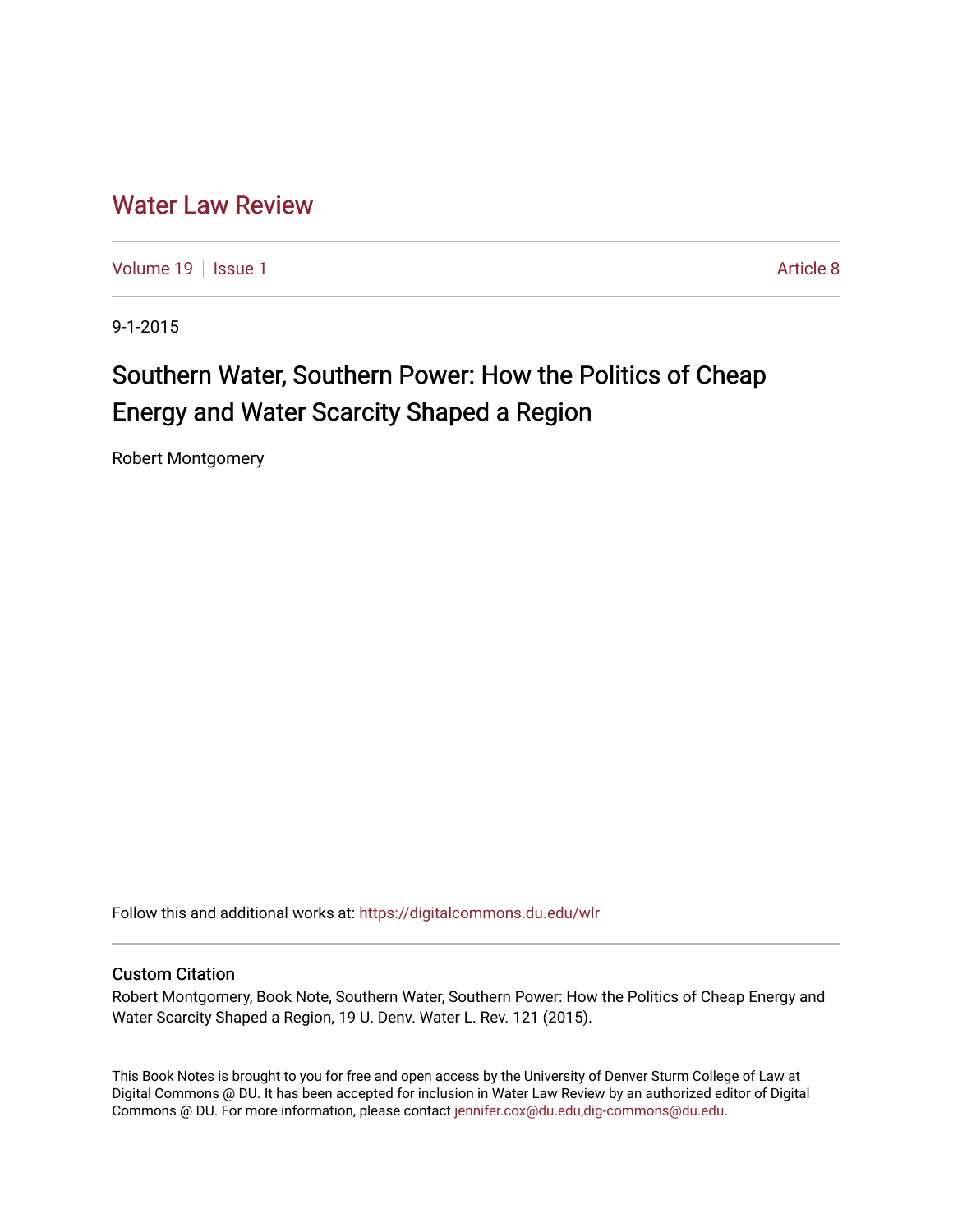# Water Law Review

Volume 19 | Issue 1 | Article 8

9-1-2015

## Southern Water, Southern Power: How the Politics of Cheap Energy and Water Scarcity Shaped a Region

Robert Montgomery

Follow this and additional works at: https://digitalcommons.du.edu/wlr

### Custom Citation

Robert Montgomery, Book Note, Southern Water, Southern Power: How the Politics of Cheap Energy and Water Scarcity Shaped a Region, 19 U. Denv. Water L. Rev. 121 (2015).

This Book Notes is brought to you for free and open access by the University of Denver Sturm College of Law at Digital Commons @ DU. It has been accepted for inclusion in Water Law Review by an authorized editor of Digital Commons @ DU. For more information, please contact jennifer.cox@du.edu,dig-commons@du.edu.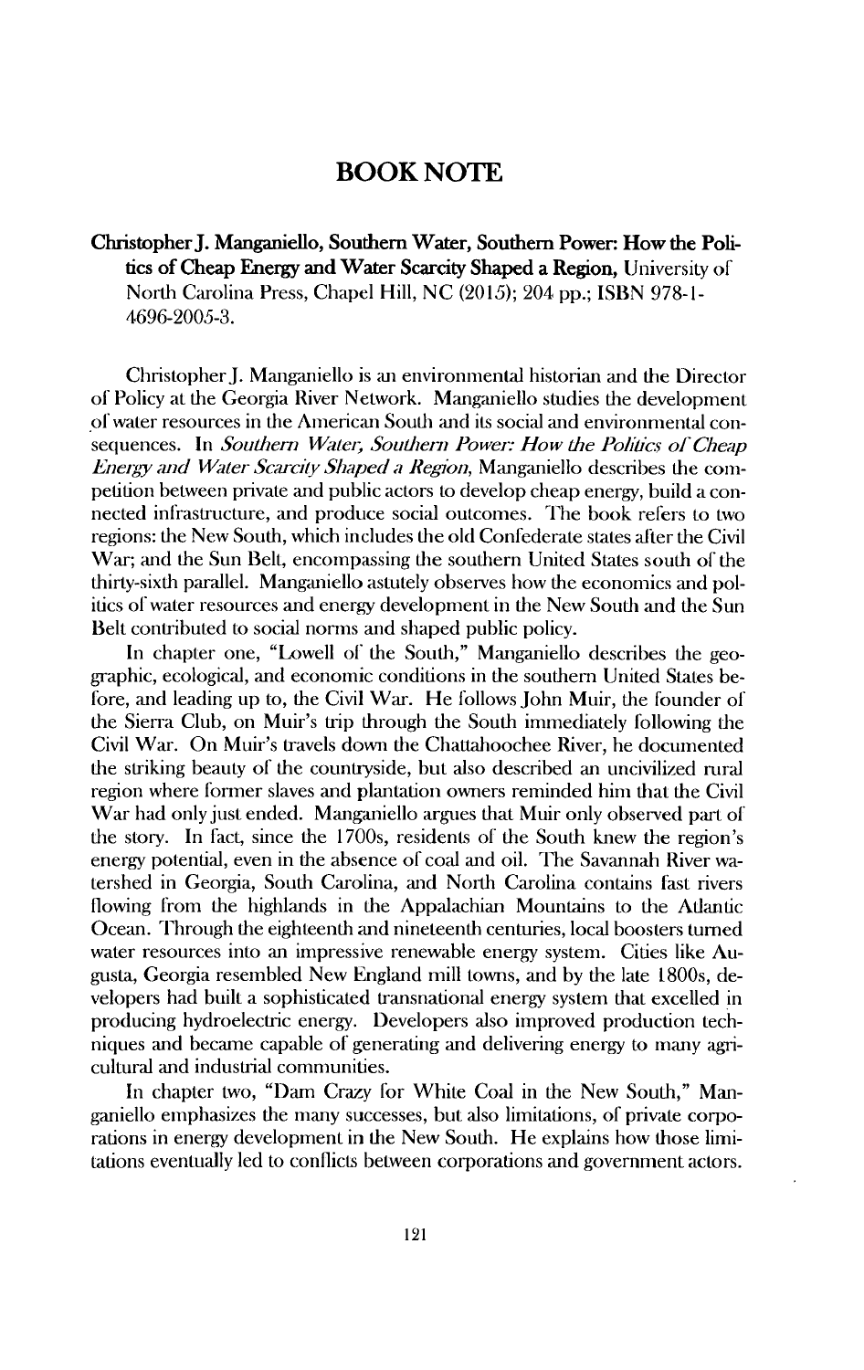# BOOK NOTE

**Christopher J. Manganiello, Southern Water, Southern Power: How the Politics of Cheap Energy and Water Scarcity Shaped a Region,** University of North Carolina Press, Chapel Hill, NC (2015); 204 pp.; ISBN 978-1-4696-2005-3.

Christopher J. Manganiello is an environmental historian and the Director of Policy at the Georgia River Network. Manganiello studies the development of water resources in the American South and its social and environmental consequences. In *Southern Water, Southern Power: How the Politics of Cheap Energy and Water Scarcity Shaped a Region*, Manganiello describes the competition between private and public actors to develop cheap energy, build a connected infrastructure, and produce social outcomes. The book refers to two regions: the New South, which includes the old Confederate states after the Civil War; and the Sun Belt, encompassing the southern United States south of the thirty-sixth parallel. Manganiello astutely observes how the economics and politics of water resources and energy development in the New South and the Sun Belt contributed to social norms and shaped public policy.

In chapter one, "Lowell of the South," Manganiello describes the geographic, ecological, and economic conditions in the southern United States before, and leading up to, the Civil War. He follows John Muir, the founder of the Sierra Club, on Muir's trip through the South immediately following the Civil War. On Muir's travels down the Chattahoochee River, he documented the striking beauty of the countryside, but also described an uncivilized rural region where former slaves and plantation owners reminded him that the Civil War had only just ended. Manganiello argues that Muir only observed part of the story. In fact, since the 1700s, residents of the South knew the region's energy potential, even in the absence of coal and oil. The Savannah River watershed in Georgia, South Carolina, and North Carolina contains fast rivers flowing from the highlands in the Appalachian Mountains to the Atlantic Ocean. Through the eighteenth and nineteenth centuries, local boosters turned water resources into an impressive renewable energy system. Cities like Augusta, Georgia resembled New England mill towns, and by the late 1800s, developers had built a sophisticated transnational energy system that excelled in producing hydroelectric energy. Developers also improved production techniques and became capable of generating and delivering energy to many agricultural and industrial communities.

In chapter two, "Dam Crazy for White Coal in the New South," Manganiello emphasizes the many successes, but also limitations, of private corporations in energy development in the New South. He explains how those limitations eventually led to conflicts between corporations and government actors.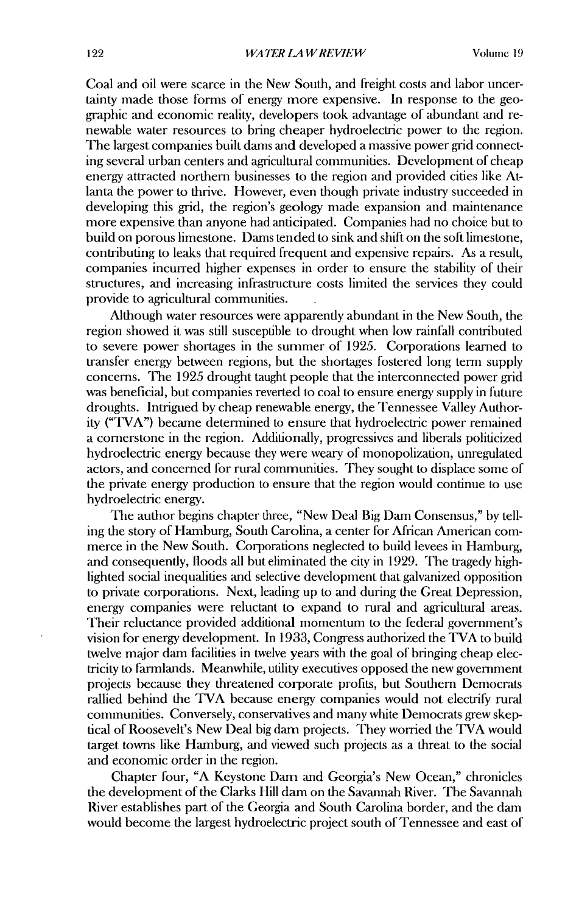Coal and oil were scarce in the New South, and freight costs and labor uncertainty made those forms of energy more expensive. In response to the geographic and economic reality, developers took advantage of abundant and renewable water resources to bring cheaper hydroelectric power to the region. The largest companies built dams and developed a massive power grid connecting several urban centers and agricultural communities. Development of cheap energy attracted northern businesses to the region and provided cities like Atlanta the power to thrive. However, even though private industry succeeded in developing this grid, the region's geology made expansion and maintenance more expensive than anyone had anticipated. Companies had no choice but to build on porous limestone. Dams tended to sink and shift on the soft limestone, contributing to leaks that required frequent and expensive repairs. As a result, companies incurred higher expenses in order to ensure the stability of their structures, and increasing infrastructure costs limited the services they could provide to agricultural communities.

Although water resources were apparently abundant in the New South, the region showed it was still susceptible to drought when low rainfall contributed to severe power shortages in the summer of 1925. Corporations learned to transfer energy between regions, but the shortages fostered long term supply concerns. The 1925 drought taught people that the interconnected power grid was beneficial, but companies reverted to coal to ensure energy supply in future droughts. Intrigued by cheap renewable energy, the Tennessee Valley Authority ("TVA") became determined to ensure that hydroelectric power remained a cornerstone in the region. Additionally, progressives and liberals politicized hydroelectric energy because they were weary of monopolization, unregulated actors, and concerned for rural communities. They sought to displace some of the private energy production to ensure that the region would continue to use hydroelectric energy.

The author begins chapter three, "New Deal Big Dam Consensus," by telling the story of Hamburg, South Carolina, a center for African American commerce in the New South. Corporations neglected to build levees in Hamburg, and consequently, floods all but eliminated the city in 1929. The tragedy highlighted social inequalities and selective development that galvanized opposition to private corporations. Next, leading up to and during the Great Depression, energy companies were reluctant to expand to rural and agricultural areas. Their reluctance provided additional momentum to the federal government's vision for energy development. In 1933, Congress authorized the TVA to build twelve major dam facilities in twelve years with the goal of bringing cheap electricity to farmlands. Meanwhile, utility executives opposed the new government projects because they threatened corporate profits, but Southern Democrats rallied behind the TVA because energy companies would not electrify rural communities. Conversely, conservatives and many white Democrats grew skeptical of Roosevelt's New Deal big dam projects. They worried the TVA would target towns like Hamburg, and viewed such projects as a threat to the social and economic order in the region.

Chapter four, "A Keystone Dam and Georgia's New Ocean," chronicles the development of the Clarks Hill dam on the Savannah River. The Savannah River establishes part of the Georgia and South Carolina border, and the dam would become the largest hydroelectric project south of Tennessee and east of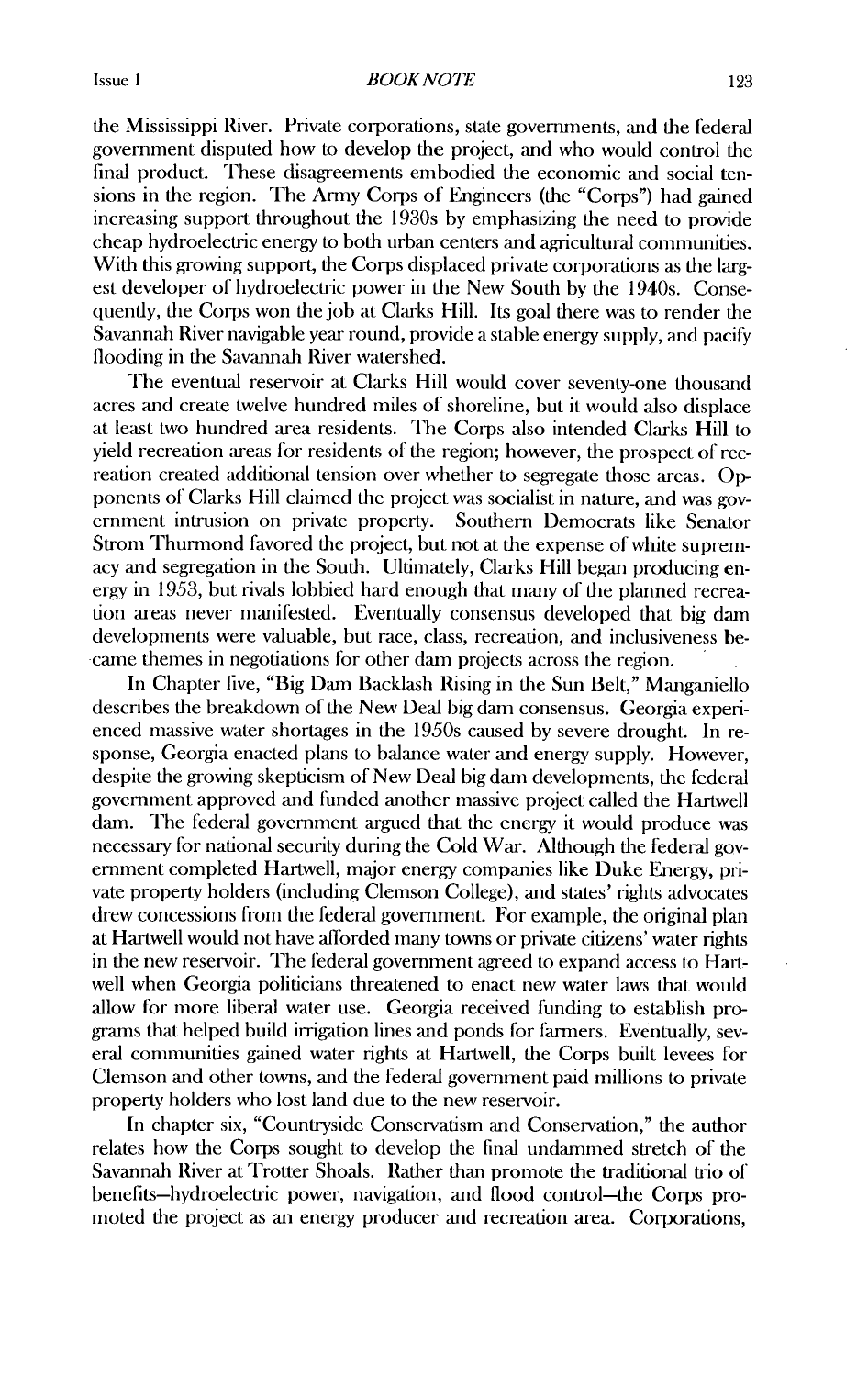the Mississippi River. Private corporations, state governments, and the federal government disputed how to develop the project, and who would control the final product. These disagreements embodied the economic and social tensions in the region. The Army Corps of Engineers (the "Corps") had gained increasing support throughout the 1930s by emphasizing the need to provide cheap hydroelectric energy to both urban centers and agricultural communities. With this growing support, the Corps displaced private corporations as the largest developer of hydroelectric power in the New South by the 1940s. Consequently, the Corps won the job at Clarks Hill. Its goal there was to render the Savannah River navigable year round, provide a stable energy supply, and pacify flooding in the Savannah River watershed.

The eventual reservoir at Clarks Hill would cover seventy-one thousand acres and create twelve hundred miles of shoreline, but it would also displace at least two hundred area residents. The Corps also intended Clarks Hill to yield recreation areas for residents of the region; however, the prospect of recreation created additional tension over whether to segregate those areas. Opponents of Clarks Hill claimed the project was socialist in nature, and was government intrusion on private property. Southern Democrats like Senator Strom Thurmond favored the project, but not at the expense of white supremacy and segregation in the South. Ultimately, Clarks Hill began producing energy in 1953, but rivals lobbied hard enough that many of the planned recreation areas never manifested. Eventually consensus developed that big dam developments were valuable, but race, class, recreation, and inclusiveness became themes in negotiations for other dam projects across the region.

In Chapter five, "Big Dam Backlash Rising in the Sun Belt," Manganiello describes the breakdown of the New Deal big dam consensus. Georgia experienced massive water shortages in the 1950s caused by severe drought. In response, Georgia enacted plans to balance water and energy supply. However, despite the growing skepticism of New Deal big dam developments, the federal government approved and funded another massive project called the Hartwell dam. The federal government argued that the energy it would produce was necessary for national security during the Cold War. Although the federal government completed Hartwell, major energy companies like Duke Energy, private property holders (including Clemson College), and states' rights advocates drew concessions from the federal government. For example, the original plan at Hartwell would not have afforded many towns or private citizens' water rights in the new reservoir. The federal government agreed to expand access to Hartwell when Georgia politicians threatened to enact new water laws that would allow for more liberal water use. Georgia received funding to establish programs that helped build irrigation lines and ponds for farmers. Eventually, several communities gained water rights at Hartwell, the Corps built levees for Clemson and other towns, and the federal government paid millions to private property holders who lost land due to the new reservoir.

In chapter six, "Countryside Conservatism and Conservation," the author relates how the Corps sought to develop the final undammed stretch of the Savannah River at Trotter Shoals. Rather than promote the traditional trio of benefits—hydroelectric power, navigation, and flood control—the Corps promoted the project as an energy producer and recreation area. Corporations,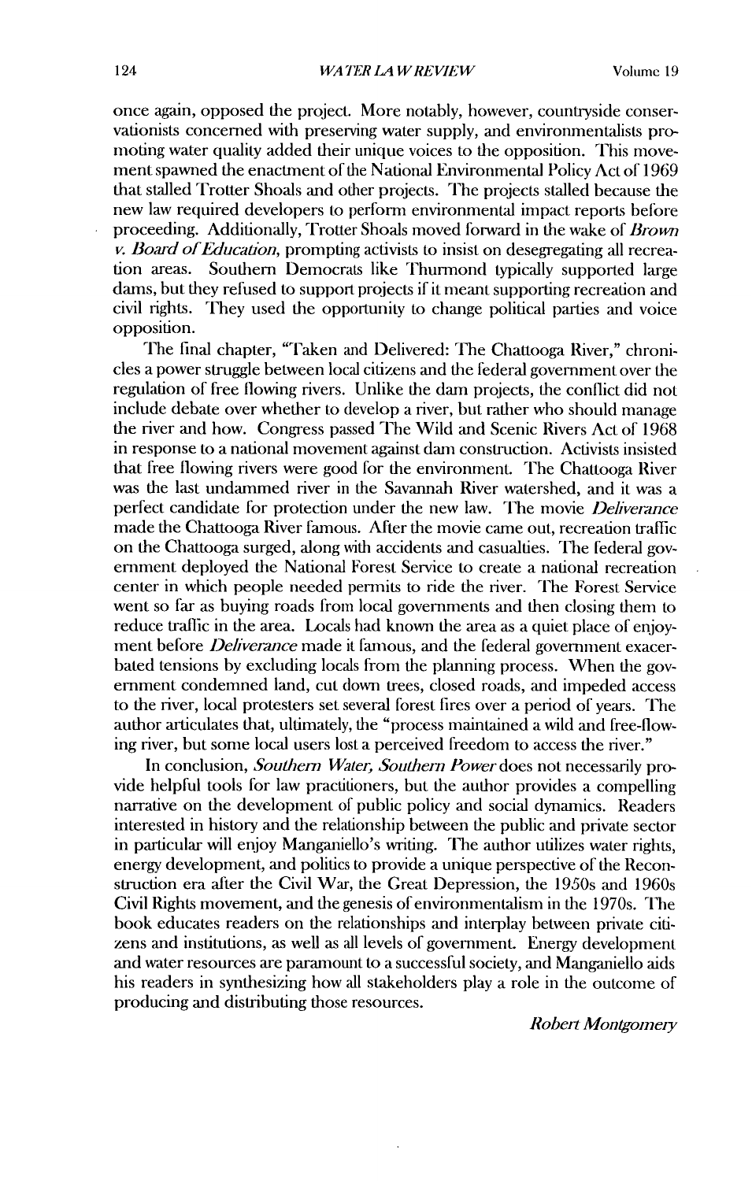once again, opposed the project. More notably, however, countryside conservationists concerned with preserving water supply, and environmentalists promoting water quality added their unique voices to the opposition. This movement spawned the enactment of the National Environmental Policy Act of 1969 that stalled Trotter Shoals and other projects. The projects stalled because the new law required developers to perform environmental impact reports before proceeding. Additionally, Trotter Shoals moved forward in the wake of *Brown v. Board of Education*, prompting activists to insist on desegregating all recreation areas. Southern Democrats like Thurmond typically supported large dams, but they refused to support projects if it meant supporting recreation and civil rights. They used the opportunity to change political parties and voice opposition.

The final chapter, "Taken and Delivered: The Chattooga River," chronicles a power struggle between local citizens and the federal government over the regulation of free flowing rivers. Unlike the dam projects, the conflict did not include debate over whether to develop a river, but rather who should manage the river and how. Congress passed The Wild and Scenic Rivers Act of 1968 in response to a national movement against dam construction. Activists insisted that free flowing rivers were good for the environment. The Chattooga River was the last undammed river in the Savannah River watershed, and it was a perfect candidate for protection under the new law. The movie *Deliverance* made the Chattooga River famous. After the movie came out, recreation traffic on the Chattooga surged, along with accidents and casualties. The federal government deployed the National Forest Service to create a national recreation center in which people needed permits to ride the river. The Forest Service went so far as buying roads from local governments and then closing them to reduce traffic in the area. Locals had known the area as a quiet place of enjoyment before *Deliverance* made it famous, and the federal government exacerbated tensions by excluding locals from the planning process. When the government condemned land, cut down trees, closed roads, and impeded access to the river, local protesters set several forest fires over a period of years. The author articulates that, ultimately, the "process maintained a wild and free-flowing river, but some local users lost a perceived freedom to access the river."

In conclusion, *Southern Water, Southern Power* does not necessarily provide helpful tools for law practitioners, but the author provides a compelling narrative on the development of public policy and social dynamics. Readers interested in history and the relationship between the public and private sector in particular will enjoy Manganiello's writing. The author utilizes water rights, energy development, and politics to provide a unique perspective of the Reconstruction era after the Civil War, the Great Depression, the 1950s and 1960s Civil Rights movement, and the genesis of environmentalism in the 1970s. The book educates readers on the relationships and interplay between private citizens and institutions, as well as all levels of government. Energy development and water resources are paramount to a successful society, and Manganiello aids his readers in synthesizing how all stakeholders play a role in the outcome of producing and distributing those resources.

*Robert Montgomery*